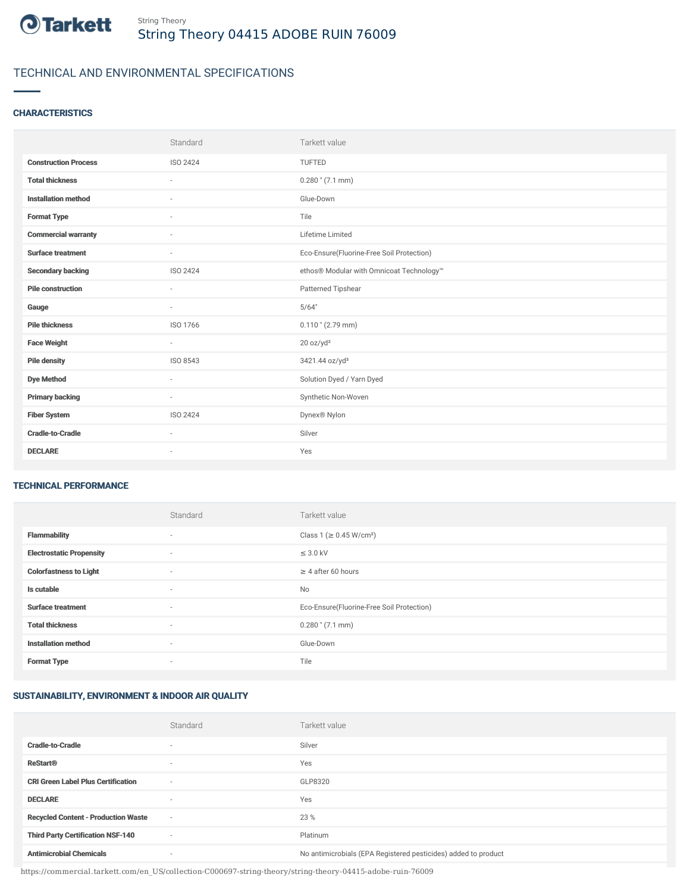Tarkett

String Theory

# String Theory 04415 ADOBE RUIN 76009

## TECHNICAL AND ENVIRONMENTAL SPECIFICATIONS

### CHARACTERISTICS

| | Standard | Tarkett value |
|---|---|---|
| **Construction Process** | ISO 2424 | TUFTED |
| **Total thickness** | - | 0.280 " (7.1 mm) |
| **Installation method** | - | Glue-Down |
| **Format Type** | - | Tile |
| **Commercial warranty** | - | Lifetime Limited |
| **Surface treatment** | - | Eco-Ensure(Fluorine-Free Soil Protection) |
| **Secondary backing** | ISO 2424 | ethos® Modular with Omnicoat Technology™ |
| **Pile construction** | - | Patterned Tipshear |
| **Gauge** | - | 5/64" |
| **Pile thickness** | ISO 1766 | 0.110 " (2.79 mm) |
| **Face Weight** | - | 20 oz/yd² |
| **Pile density** | ISO 8543 | 3421.44 oz/yd³ |
| **Dye Method** | - | Solution Dyed / Yarn Dyed |
| **Primary backing** | - | Synthetic Non-Woven |
| **Fiber System** | ISO 2424 | Dynex® Nylon |
| **Cradle-to-Cradle** | - | Silver |
| **DECLARE** | - | Yes |

### TECHNICAL PERFORMANCE

| | Standard | Tarkett value |
|---|---|---|
| **Flammability** | - | Class 1 (≥ 0.45 W/cm²) |
| **Electrostatic Propensity** | - | ≤ 3.0 kV |
| **Colorfastness to Light** | - | ≥ 4 after 60 hours |
| **Is cutable** | - | No |
| **Surface treatment** | - | Eco-Ensure(Fluorine-Free Soil Protection) |
| **Total thickness** | - | 0.280 " (7.1 mm) |
| **Installation method** | - | Glue-Down |
| **Format Type** | - | Tile |

### SUSTAINABILITY, ENVIRONMENT & INDOOR AIR QUALITY

| | Standard | Tarkett value |
|---|---|---|
| **Cradle-to-Cradle** | - | Silver |
| **ReStart®** | - | Yes |
| **CRI Green Label Plus Certification** | - | GLP8320 |
| **DECLARE** | - | Yes |
| **Recycled Content - Production Waste** | - | 23 % |
| **Third Party Certification NSF-140** | - | Platinum |
| **Antimicrobial Chemicals** | - | No antimicrobials (EPA Registered pesticides) added to product |

https://commercial.tarkett.com/en_US/collection-C000697-string-theory/string-theory-04415-adobe-ruin-76009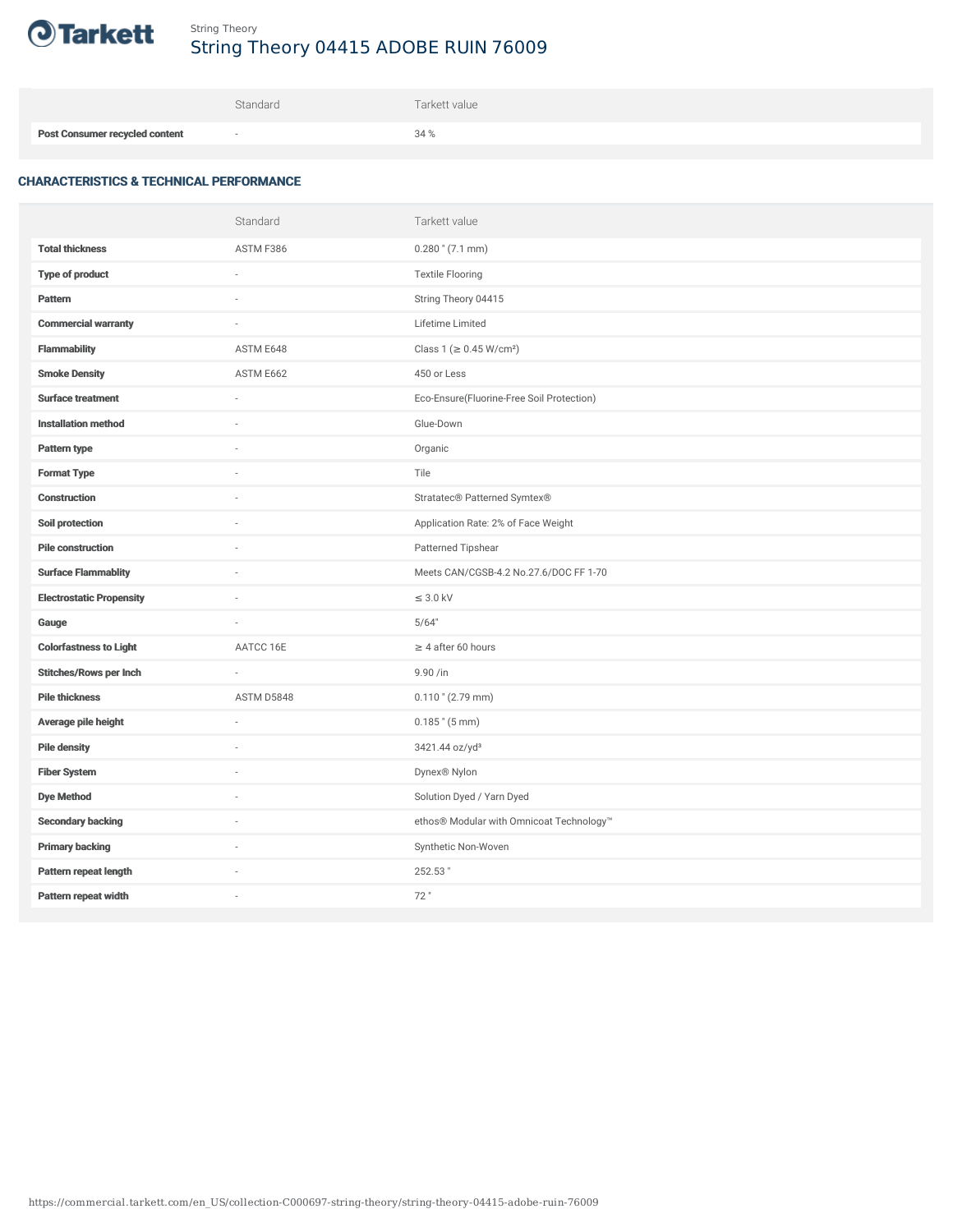String Theory

# String Theory 04415 ADOBE RUIN 76009

| | Standard | Tarkett value |
| --- | --- | --- |
| **Post Consumer recycled content** | - | 34 % |

## CHARACTERISTICS & TECHNICAL PERFORMANCE

| | Standard | Tarkett value |
| --- | --- | --- |
| **Total thickness** | ASTM F386 | 0.280 " (7.1 mm) |
| **Type of product** | - | Textile Flooring |
| **Pattern** | - | String Theory 04415 |
| **Commercial warranty** | - | Lifetime Limited |
| **Flammability** | ASTM E648 | Class 1 (≥ 0.45 W/cm²) |
| **Smoke Density** | ASTM E662 | 450 or Less |
| **Surface treatment** | - | Eco-Ensure(Fluorine-Free Soil Protection) |
| **Installation method** | - | Glue-Down |
| **Pattern type** | - | Organic |
| **Format Type** | - | Tile |
| **Construction** | - | Stratatec® Patterned Symtex® |
| **Soil protection** | - | Application Rate: 2% of Face Weight |
| **Pile construction** | - | Patterned Tipshear |
| **Surface Flammablity** | - | Meets CAN/CGSB-4.2 No.27.6/DOC FF 1-70 |
| **Electrostatic Propensity** | - | ≤ 3.0 kV |
| **Gauge** | - | 5/64" |
| **Colorfastness to Light** | AATCC 16E | ≥ 4 after 60 hours |
| **Stitches/Rows per Inch** | - | 9.90 /in |
| **Pile thickness** | ASTM D5848 | 0.110 " (2.79 mm) |
| **Average pile height** | - | 0.185 " (5 mm) |
| **Pile density** | - | 3421.44 oz/yd³ |
| **Fiber System** | - | Dynex® Nylon |
| **Dye Method** | - | Solution Dyed / Yarn Dyed |
| **Secondary backing** | - | ethos® Modular with Omnicoat Technology™ |
| **Primary backing** | - | Synthetic Non-Woven |
| **Pattern repeat length** | - | 252.53 " |
| **Pattern repeat width** | - | 72 " |

https://commercial.tarkett.com/en_US/collection-C000697-string-theory/string-theory-04415-adobe-ruin-76009